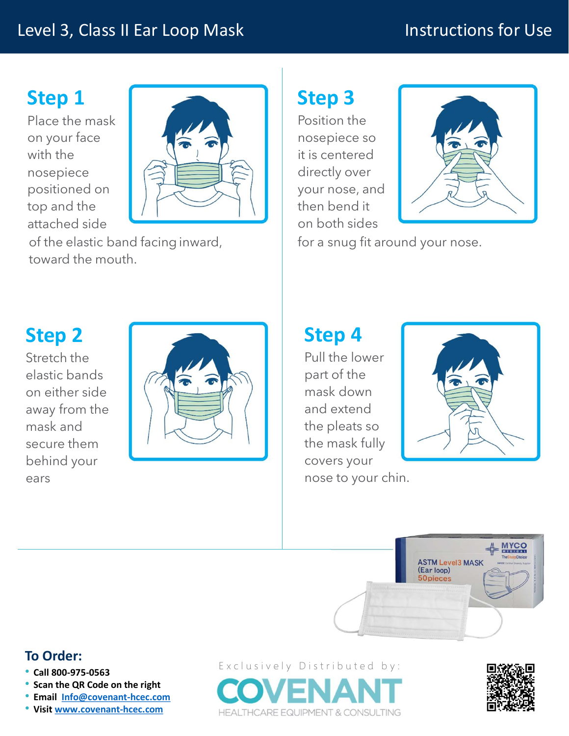# Level 3, Class II Ear Loop Mask

## Instructions for Use

### Step 1

Place the mask on your face with the nosepiece positioned on top and the attached side of the elastic band facing inward, toward the mouth.

### Step 2

Stretch the elastic bands on either side away from the mask and secure them behind your ears

### Step 3

Position the nosepiece so it is centered directly over your nose, and then bend it on both sides for a snug fit around your nose.

### Step 4

Pull the lower part of the mask down and extend the pleats so the mask fully covers your nose to your chin.

## To Order:

- Call 800-975-0563
- Scan the QR Code on the right
- Email [Info@covenant-hcec.com](mailto:Info@covenant-hcec.com)
- Visit [www.covenant-hcec.com](http://www.covenant-hcec.com)

Exclusively Distributed by:

COVENANT
HEALTHCARE EQUIPMENT & CONSULTING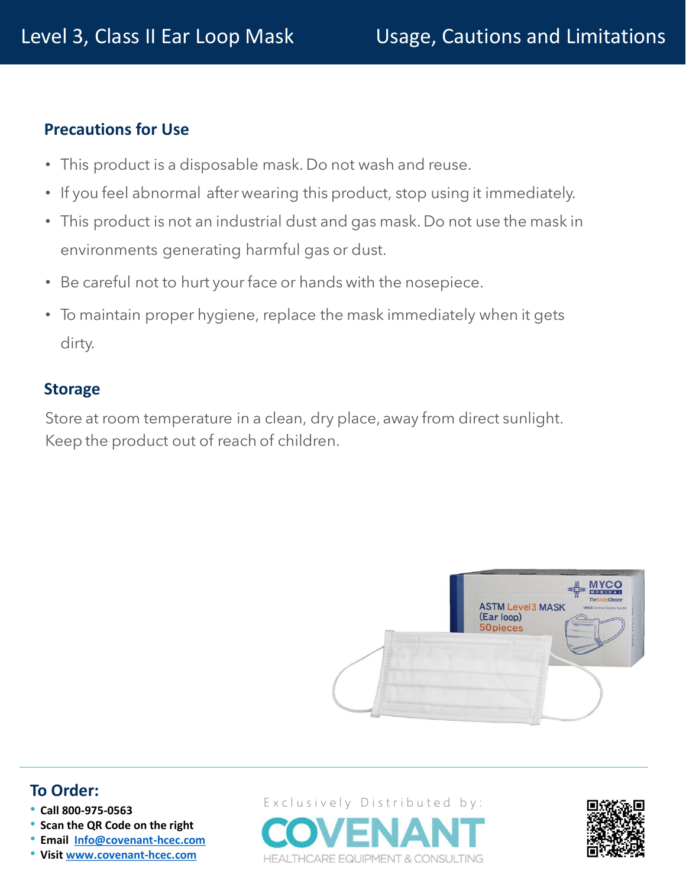# Level 3, Class II Ear Loop Mask — Usage, Cautions and Limitations

## Precautions for Use

- This product is a disposable mask. Do not wash and reuse.
- If you feel abnormal after wearing this product, stop using it immediately.
- This product is not an industrial dust and gas mask. Do not use the mask in environments generating harmful gas or dust.
- Be careful not to hurt your face or hands with the nosepiece.
- To maintain proper hygiene, replace the mask immediately when it gets dirty.

## Storage

Store at room temperature in a clean, dry place, away from direct sunlight. Keep the product out of reach of children.

## To Order:

- **Call 800-975-0563**
- **Scan the QR Code on the right**
- **Email [Info@covenant-hcec.com](mailto:Info@covenant-hcec.com)**
- **Visit [www.covenant-hcec.com](http://www.covenant-hcec.com)**

Exclusively Distributed by:

COVENANT HEALTHCARE EQUIPMENT & CONSULTING